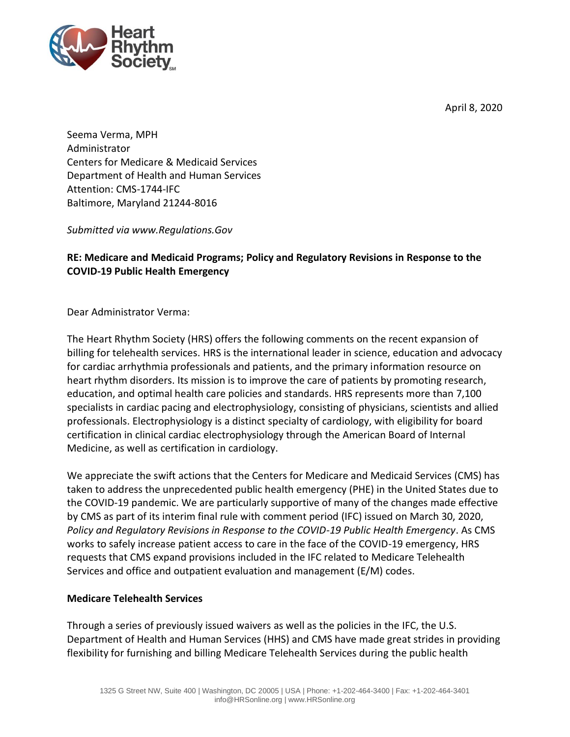April 8, 2020

Seema Verma, MPH
Administrator
Centers for Medicare & Medicaid Services
Department of Health and Human Services
Attention: CMS-1744-IFC
Baltimore, Maryland 21244-8016

*Submitted via www.Regulations.Gov*

**RE: Medicare and Medicaid Programs; Policy and Regulatory Revisions in Response to the COVID-19 Public Health Emergency**

Dear Administrator Verma:

The Heart Rhythm Society (HRS) offers the following comments on the recent expansion of billing for telehealth services. HRS is the international leader in science, education and advocacy for cardiac arrhythmia professionals and patients, and the primary information resource on heart rhythm disorders. Its mission is to improve the care of patients by promoting research, education, and optimal health care policies and standards. HRS represents more than 7,100 specialists in cardiac pacing and electrophysiology, consisting of physicians, scientists and allied professionals. Electrophysiology is a distinct specialty of cardiology, with eligibility for board certification in clinical cardiac electrophysiology through the American Board of Internal Medicine, as well as certification in cardiology.

We appreciate the swift actions that the Centers for Medicare and Medicaid Services (CMS) has taken to address the unprecedented public health emergency (PHE) in the United States due to the COVID-19 pandemic. We are particularly supportive of many of the changes made effective by CMS as part of its interim final rule with comment period (IFC) issued on March 30, 2020, *Policy and Regulatory Revisions in Response to the COVID-19 Public Health Emergency*. As CMS works to safely increase patient access to care in the face of the COVID-19 emergency, HRS requests that CMS expand provisions included in the IFC related to Medicare Telehealth Services and office and outpatient evaluation and management (E/M) codes.

**Medicare Telehealth Services**

Through a series of previously issued waivers as well as the policies in the IFC, the U.S. Department of Health and Human Services (HHS) and CMS have made great strides in providing flexibility for furnishing and billing Medicare Telehealth Services during the public health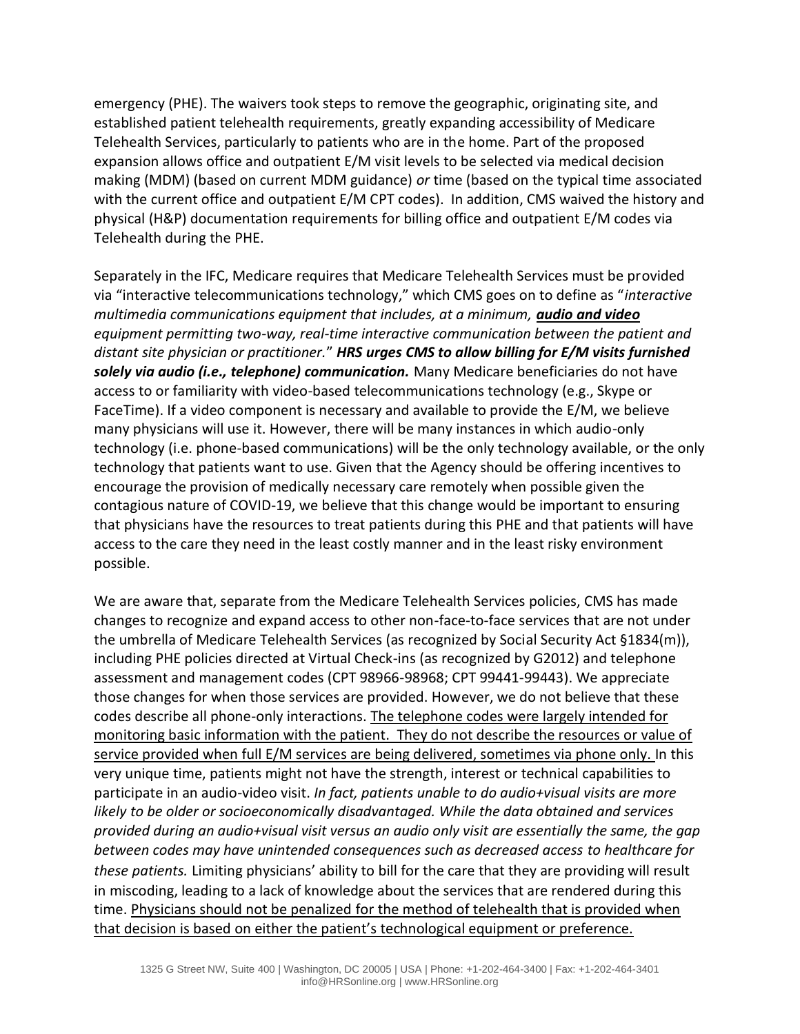emergency (PHE). The waivers took steps to remove the geographic, originating site, and established patient telehealth requirements, greatly expanding accessibility of Medicare Telehealth Services, particularly to patients who are in the home. Part of the proposed expansion allows office and outpatient E/M visit levels to be selected via medical decision making (MDM) (based on current MDM guidance) *or* time (based on the typical time associated with the current office and outpatient E/M CPT codes). In addition, CMS waived the history and physical (H&P) documentation requirements for billing office and outpatient E/M codes via Telehealth during the PHE.

Separately in the IFC, Medicare requires that Medicare Telehealth Services must be provided via "interactive telecommunications technology," which CMS goes on to define as "*interactive multimedia communications equipment that includes, at a minimum,* ***<u>audio and video</u>*** *equipment permitting two-way, real-time interactive communication between the patient and distant site physician or practitioner.*" ***HRS urges CMS to allow billing for E/M visits furnished solely via audio (i.e., telephone) communication.*** Many Medicare beneficiaries do not have access to or familiarity with video-based telecommunications technology (e.g., Skype or FaceTime). If a video component is necessary and available to provide the E/M, we believe many physicians will use it. However, there will be many instances in which audio-only technology (i.e. phone-based communications) will be the only technology available, or the only technology that patients want to use. Given that the Agency should be offering incentives to encourage the provision of medically necessary care remotely when possible given the contagious nature of COVID-19, we believe that this change would be important to ensuring that physicians have the resources to treat patients during this PHE and that patients will have access to the care they need in the least costly manner and in the least risky environment possible.

We are aware that, separate from the Medicare Telehealth Services policies, CMS has made changes to recognize and expand access to other non-face-to-face services that are not under the umbrella of Medicare Telehealth Services (as recognized by Social Security Act §1834(m)), including PHE policies directed at Virtual Check-ins (as recognized by G2012) and telephone assessment and management codes (CPT 98966-98968; CPT 99441-99443). We appreciate those changes for when those services are provided. However, we do not believe that these codes describe all phone-only interactions. <u>The telephone codes were largely intended for monitoring basic information with the patient. They do not describe the resources or value of service provided when full E/M services are being delivered, sometimes via phone only.</u> In this very unique time, patients might not have the strength, interest or technical capabilities to participate in an audio-video visit. *In fact, patients unable to do audio+visual visits are more likely to be older or socioeconomically disadvantaged. While the data obtained and services provided during an audio+visual visit versus an audio only visit are essentially the same, the gap between codes may have unintended consequences such as decreased access to healthcare for these patients.* Limiting physicians' ability to bill for the care that they are providing will result in miscoding, leading to a lack of knowledge about the services that are rendered during this time. <u>Physicians should not be penalized for the method of telehealth that is provided when that decision is based on either the patient's technological equipment or preference.</u>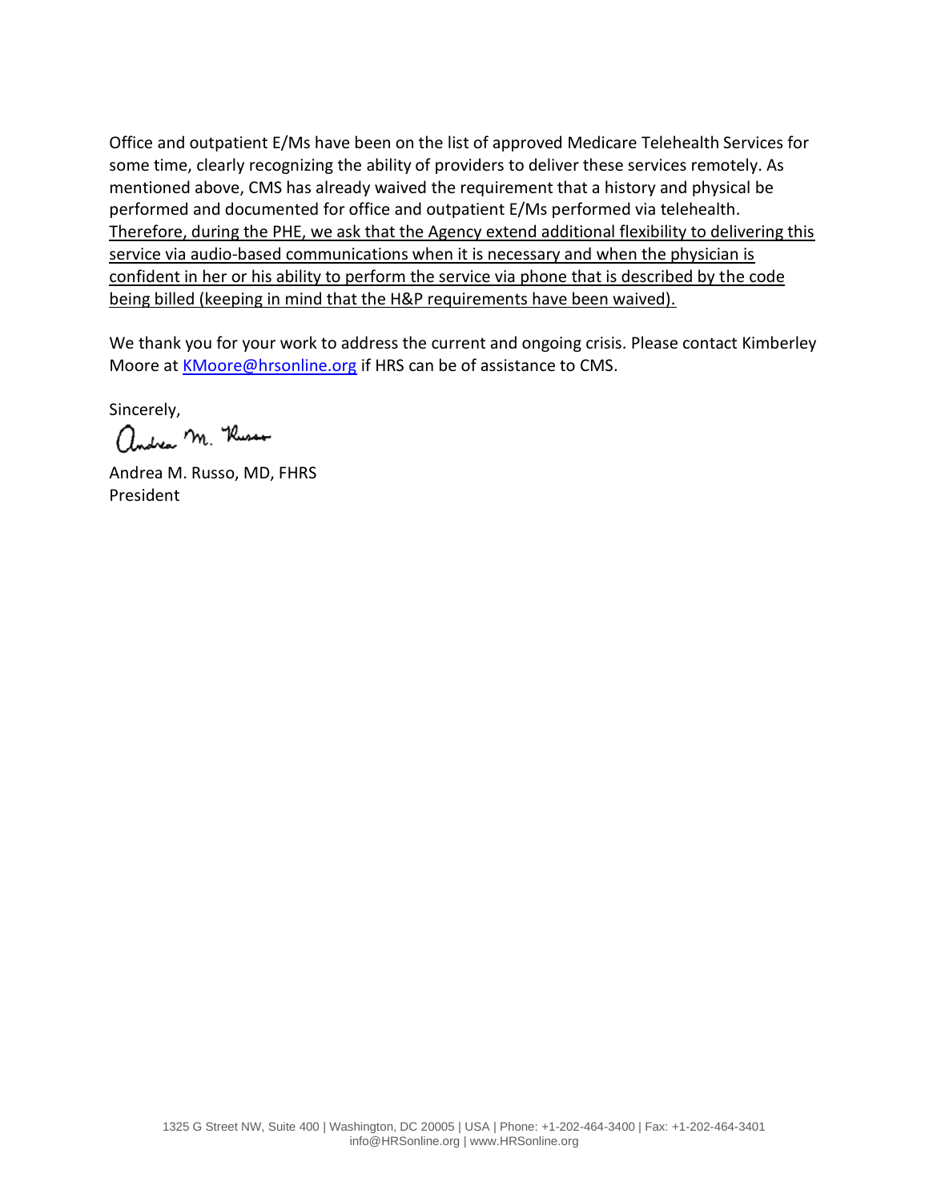Office and outpatient E/Ms have been on the list of approved Medicare Telehealth Services for some time, clearly recognizing the ability of providers to deliver these services remotely. As mentioned above, CMS has already waived the requirement that a history and physical be performed and documented for office and outpatient E/Ms performed via telehealth. <u>Therefore, during the PHE, we ask that the Agency extend additional flexibility to delivering this service via audio-based communications when it is necessary and when the physician is confident in her or his ability to perform the service via phone that is described by the code being billed (keeping in mind that the H&P requirements have been waived).</u>

We thank you for your work to address the current and ongoing crisis. Please contact Kimberley Moore at [KMoore@hrsonline.org](mailto:KMoore@hrsonline.org) if HRS can be of assistance to CMS.

Sincerely,

Andrea M. Russo, MD, FHRS
President